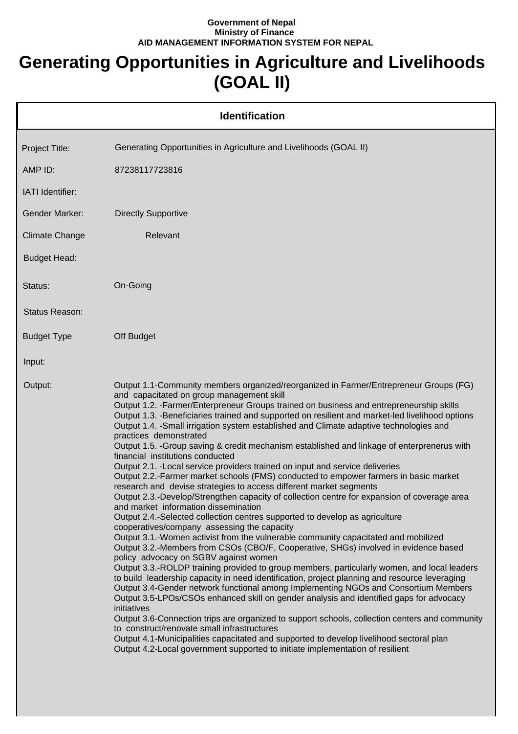**Government of Nepal**
**Ministry of Finance**
**AID MANAGEMENT INFORMATION SYSTEM FOR NEPAL**

# Generating Opportunities in Agriculture and Livelihoods (GOAL II)

## Identification

| | |
|---|---|
| Project Title: | Generating Opportunities in Agriculture and Livelihoods (GOAL II) |
| AMP ID: | 87238117723816 |
| IATI Identifier: | |
| Gender Marker: | Directly Supportive |
| Climate Change | Relevant |
| Budget Head: | |
| Status: | On-Going |
| Status Reason: | |
| Budget Type | Off Budget |
| Input: | |
| Output: | Output 1.1-Community members organized/reorganized in Farmer/Entrepreneur Groups (FG) and capacitated on group management skill<br>Output 1.2. -Farmer/Enterpreneur Groups trained on business and entrepreneurship skills<br>Output 1.3. -Beneficiaries trained and supported on resilient and market-led livelihood options<br>Output 1.4. -Small irrigation system established and Climate adaptive technologies and practices demonstrated<br>Output 1.5. -Group saving & credit mechanism established and linkage of enterprenerus with financial institutions conducted<br>Output 2.1. -Local service providers trained on input and service deliveries<br>Output 2.2.-Farmer market schools (FMS) conducted to empower farmers in basic market research and devise strategies to access different market segments<br>Output 2.3.-Develop/Strengthen capacity of collection centre for expansion of coverage area and market information dissemination<br>Output 2.4.-Selected collection centres supported to develop as agriculture cooperatives/company assessing the capacity<br>Output 3.1.-Women activist from the vulnerable community capacitated and mobilized<br>Output 3.2.-Members from CSOs (CBO/F, Cooperative, SHGs) involved in evidence based policy advocacy on SGBV against women<br>Output 3.3.-ROLDP training provided to group members, particularly women, and local leaders to build leadership capacity in need identification, project planning and resource leveraging<br>Output 3.4-Gender network functional among Implementing NGOs and Consortium Members<br>Output 3.5-LPOs/CSOs enhanced skill on gender analysis and identified gaps for advocacy initiatives<br>Output 3.6-Connection trips are organized to support schools, collection centers and community to construct/renovate small infrastructures<br>Output 4.1-Municipalities capacitated and supported to develop livelihood sectoral plan<br>Output 4.2-Local government supported to initiate implementation of resilient |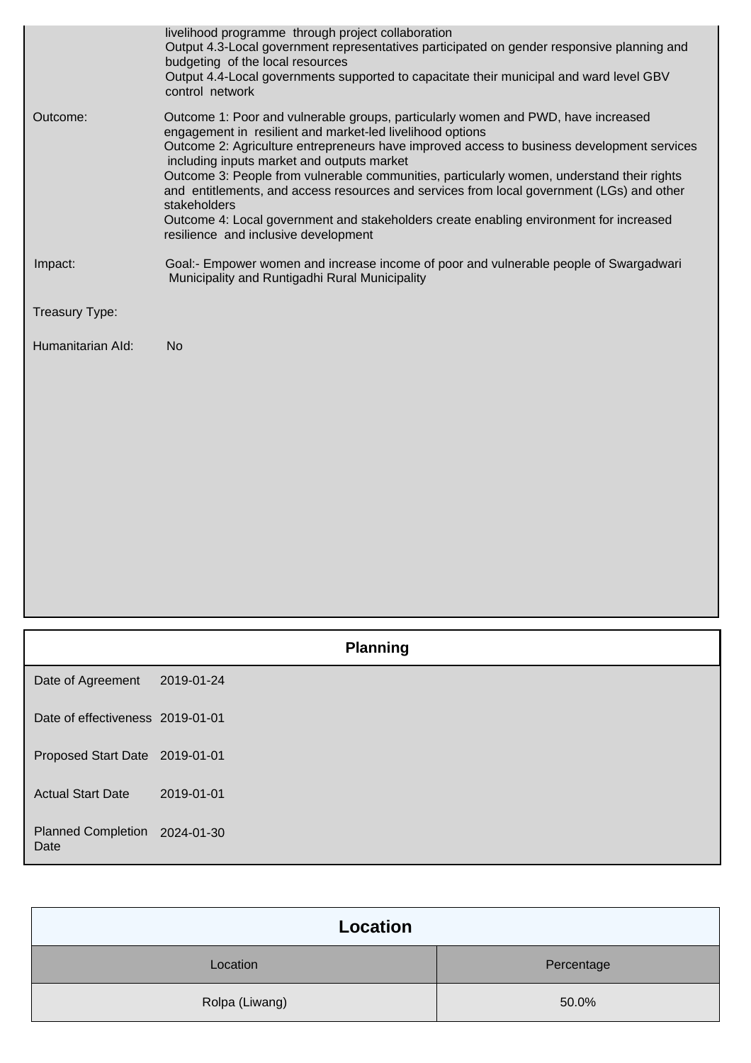| | |
|---|---|
| | livelihood programme through project collaboration<br>Output 4.3-Local government representatives participated on gender responsive planning and budgeting of the local resources<br>Output 4.4-Local governments supported to capacitate their municipal and ward level GBV control network |
| Outcome: | Outcome 1: Poor and vulnerable groups, particularly women and PWD, have increased engagement in resilient and market-led livelihood options<br>Outcome 2: Agriculture entrepreneurs have improved access to business development services including inputs market and outputs market<br>Outcome 3: People from vulnerable communities, particularly women, understand their rights and entitlements, and access resources and services from local government (LGs) and other stakeholders<br>Outcome 4: Local government and stakeholders create enabling environment for increased resilience and inclusive development |
| Impact: | Goal:- Empower women and increase income of poor and vulnerable people of Swargadwari Municipality and Runtigadhi Rural Municipality |
| Treasury Type: | |
| Humanitarian AId: | No |

## Planning

| | |
|---|---|
| Date of Agreement | 2019-01-24 |
| Date of effectiveness | 2019-01-01 |
| Proposed Start Date | 2019-01-01 |
| Actual Start Date | 2019-01-01 |
| Planned Completion Date | 2024-01-30 |

## Location

| Location | Percentage |
|---|---|
| Rolpa (Liwang) | 50.0% |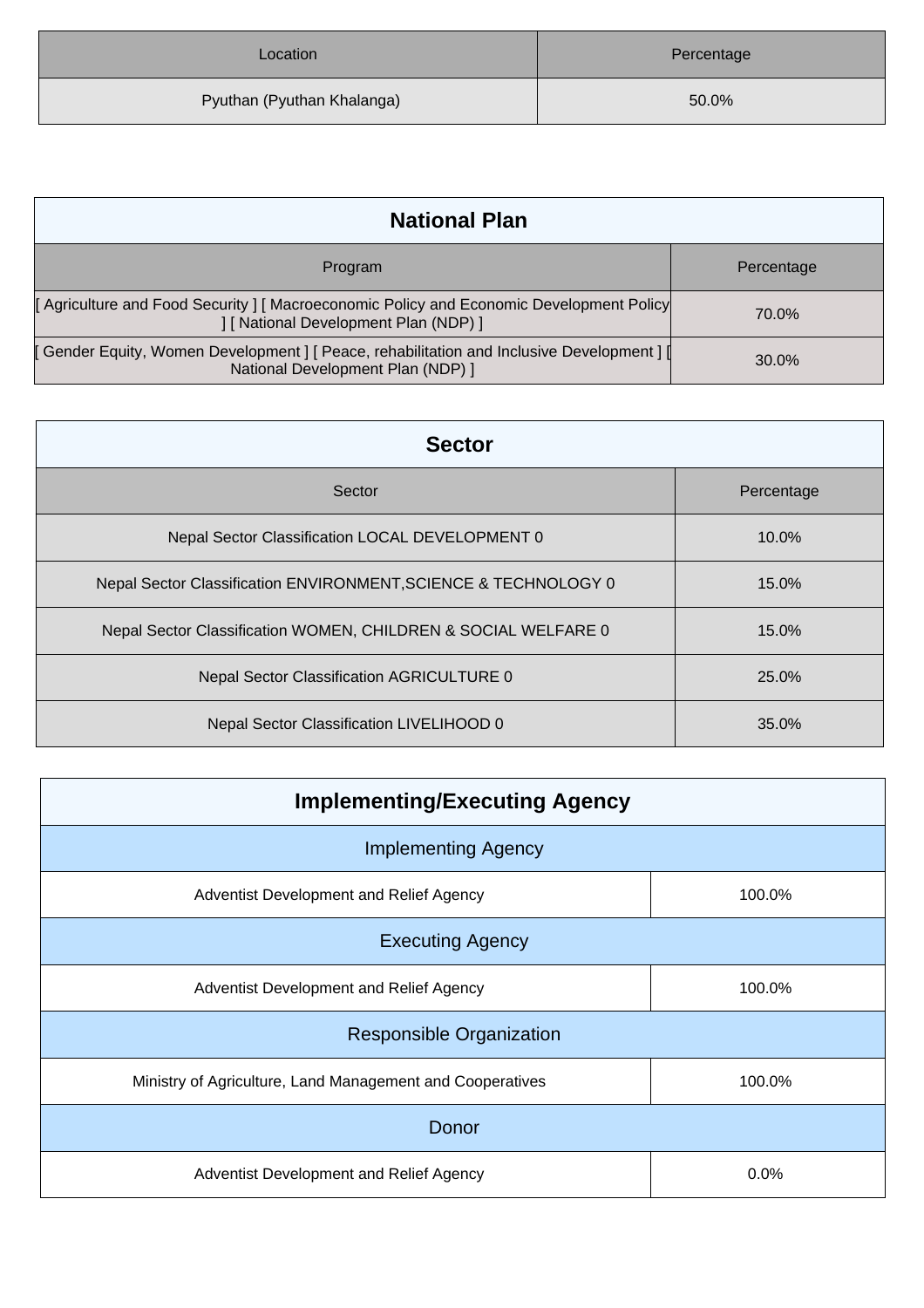| Location | Percentage |
| --- | --- |
| Pyuthan (Pyuthan Khalanga) | 50.0% |

| National Plan | |
| --- | --- |
| Program | Percentage |
| [ Agriculture and Food Security ] [ Macroeconomic Policy and Economic Development Policy ] [ National Development Plan (NDP) ] | 70.0% |
| [ Gender Equity, Women Development ] [ Peace, rehabilitation and Inclusive Development ] [ National Development Plan (NDP) ] | 30.0% |

| Sector | |
| --- | --- |
| Sector | Percentage |
| Nepal Sector Classification LOCAL DEVELOPMENT 0 | 10.0% |
| Nepal Sector Classification ENVIRONMENT,SCIENCE & TECHNOLOGY 0 | 15.0% |
| Nepal Sector Classification WOMEN, CHILDREN & SOCIAL WELFARE 0 | 15.0% |
| Nepal Sector Classification AGRICULTURE 0 | 25.0% |
| Nepal Sector Classification LIVELIHOOD 0 | 35.0% |

| Implementing/Executing Agency | |
| --- | --- |
| Implementing Agency | |
| Adventist Development and Relief Agency | 100.0% |
| Executing Agency | |
| Adventist Development and Relief Agency | 100.0% |
| Responsible Organization | |
| Ministry of Agriculture, Land Management and Cooperatives | 100.0% |
| Donor | |
| Adventist Development and Relief Agency | 0.0% |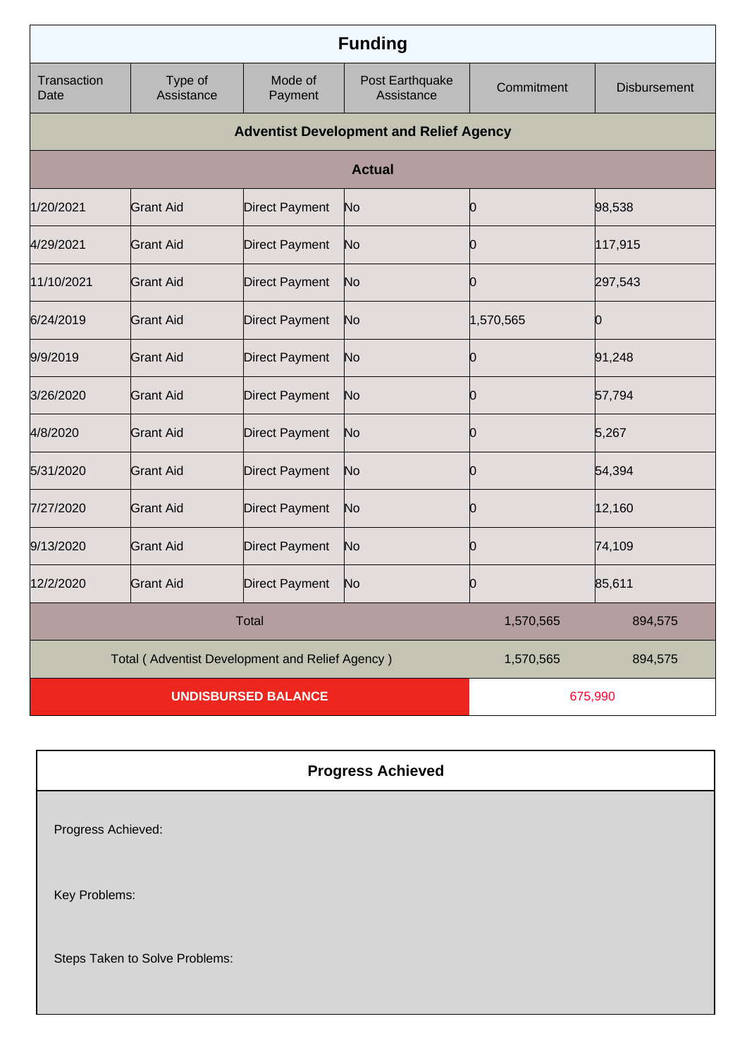## Funding

| Transaction Date | Type of Assistance | Mode of Payment | Post Earthquake Assistance | Commitment | Disbursement |
|---|---|---|---|---|---|
| **Adventist Development and Relief Agency** | | | | | |
| **Actual** | | | | | |
| 1/20/2021 | Grant Aid | Direct Payment | No | 0 | 98,538 |
| 4/29/2021 | Grant Aid | Direct Payment | No | 0 | 117,915 |
| 11/10/2021 | Grant Aid | Direct Payment | No | 0 | 297,543 |
| 6/24/2019 | Grant Aid | Direct Payment | No | 1,570,565 | 0 |
| 9/9/2019 | Grant Aid | Direct Payment | No | 0 | 91,248 |
| 3/26/2020 | Grant Aid | Direct Payment | No | 0 | 57,794 |
| 4/8/2020 | Grant Aid | Direct Payment | No | 0 | 5,267 |
| 5/31/2020 | Grant Aid | Direct Payment | No | 0 | 54,394 |
| 7/27/2020 | Grant Aid | Direct Payment | No | 0 | 12,160 |
| 9/13/2020 | Grant Aid | Direct Payment | No | 0 | 74,109 |
| 12/2/2020 | Grant Aid | Direct Payment | No | 0 | 85,611 |
| Total | | | | 1,570,565 | 894,575 |
| Total ( Adventist Development and Relief Agency ) | | | | 1,570,565 | 894,575 |
| **UNDISBURSED BALANCE** | | | | 675,990 | |

## Progress Achieved

Progress Achieved:

Key Problems:

Steps Taken to Solve Problems: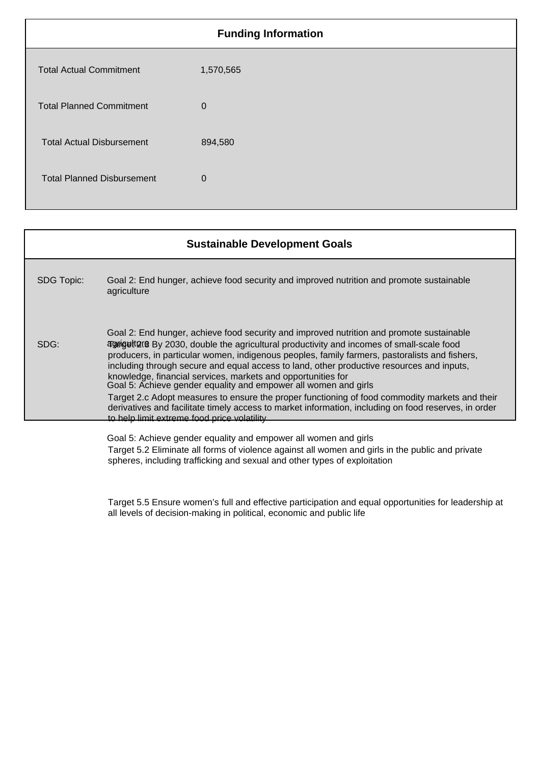## Funding Information

| | |
|---|---|
| Total Actual Commitment | 1,570,565 |
| Total Planned Commitment | 0 |
| Total Actual Disbursement | 894,580 |
| Total Planned Disbursement | 0 |

## Sustainable Development Goals

SDG Topic: Goal 2: End hunger, achieve food security and improved nutrition and promote sustainable agriculture

SDG:

Goal 2: End hunger, achieve food security and improved nutrition and promote sustainable agriculture

Target 2.3 By 2030, double the agricultural productivity and incomes of small-scale food producers, in particular women, indigenous peoples, family farmers, pastoralists and fishers, including through secure and equal access to land, other productive resources and inputs, knowledge, financial services, markets and opportunities for

Goal 5: Achieve gender equality and empower all women and girls

Target 2.c Adopt measures to ensure the proper functioning of food commodity markets and their derivatives and facilitate timely access to market information, including on food reserves, in order to help limit extreme food price volatility

Goal 5: Achieve gender equality and empower all women and girls

Target 5.2 Eliminate all forms of violence against all women and girls in the public and private spheres, including trafficking and sexual and other types of exploitation

Target 5.5 Ensure women's full and effective participation and equal opportunities for leadership at all levels of decision-making in political, economic and public life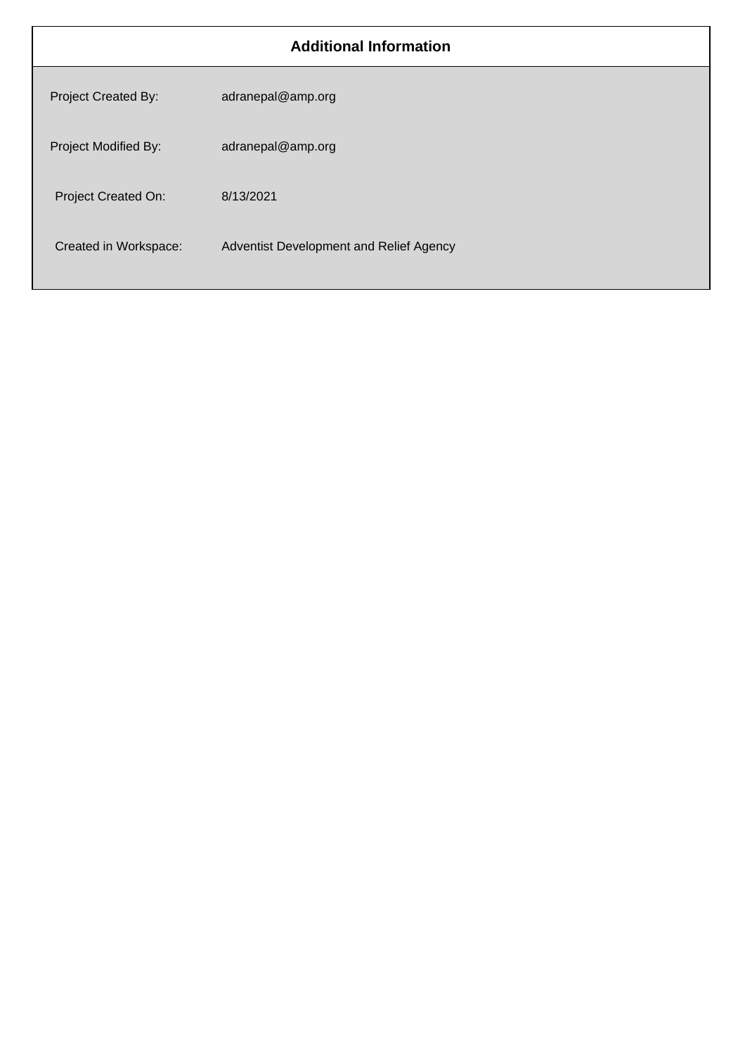## Additional Information

| | |
|---|---|
| Project Created By: | adranepal@amp.org |
| Project Modified By: | adranepal@amp.org |
| Project Created On: | 8/13/2021 |
| Created in Workspace: | Adventist Development and Relief Agency |